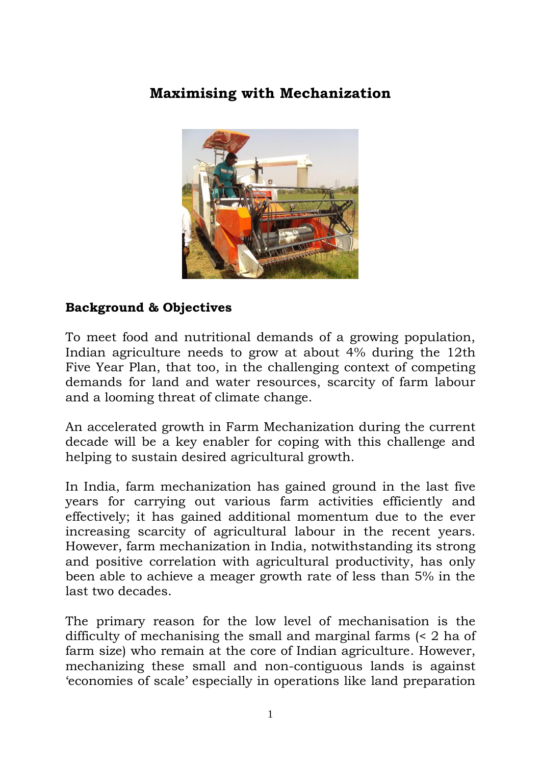# Maximising with Mechanization

## Background & Objectives

To meet food and nutritional demands of a growing population, Indian agriculture needs to grow at about 4% during the 12th Five Year Plan, that too, in the challenging context of competing demands for land and water resources, scarcity of farm labour and a looming threat of climate change.

An accelerated growth in Farm Mechanization during the current decade will be a key enabler for coping with this challenge and helping to sustain desired agricultural growth.

In India, farm mechanization has gained ground in the last five years for carrying out various farm activities efficiently and effectively; it has gained additional momentum due to the ever increasing scarcity of agricultural labour in the recent years. However, farm mechanization in India, notwithstanding its strong and positive correlation with agricultural productivity, has only been able to achieve a meager growth rate of less than 5% in the last two decades.

The primary reason for the low level of mechanisation is the difficulty of mechanising the small and marginal farms (< 2 ha of farm size) who remain at the core of Indian agriculture. However, mechanizing these small and non-contiguous lands is against 'economies of scale' especially in operations like land preparation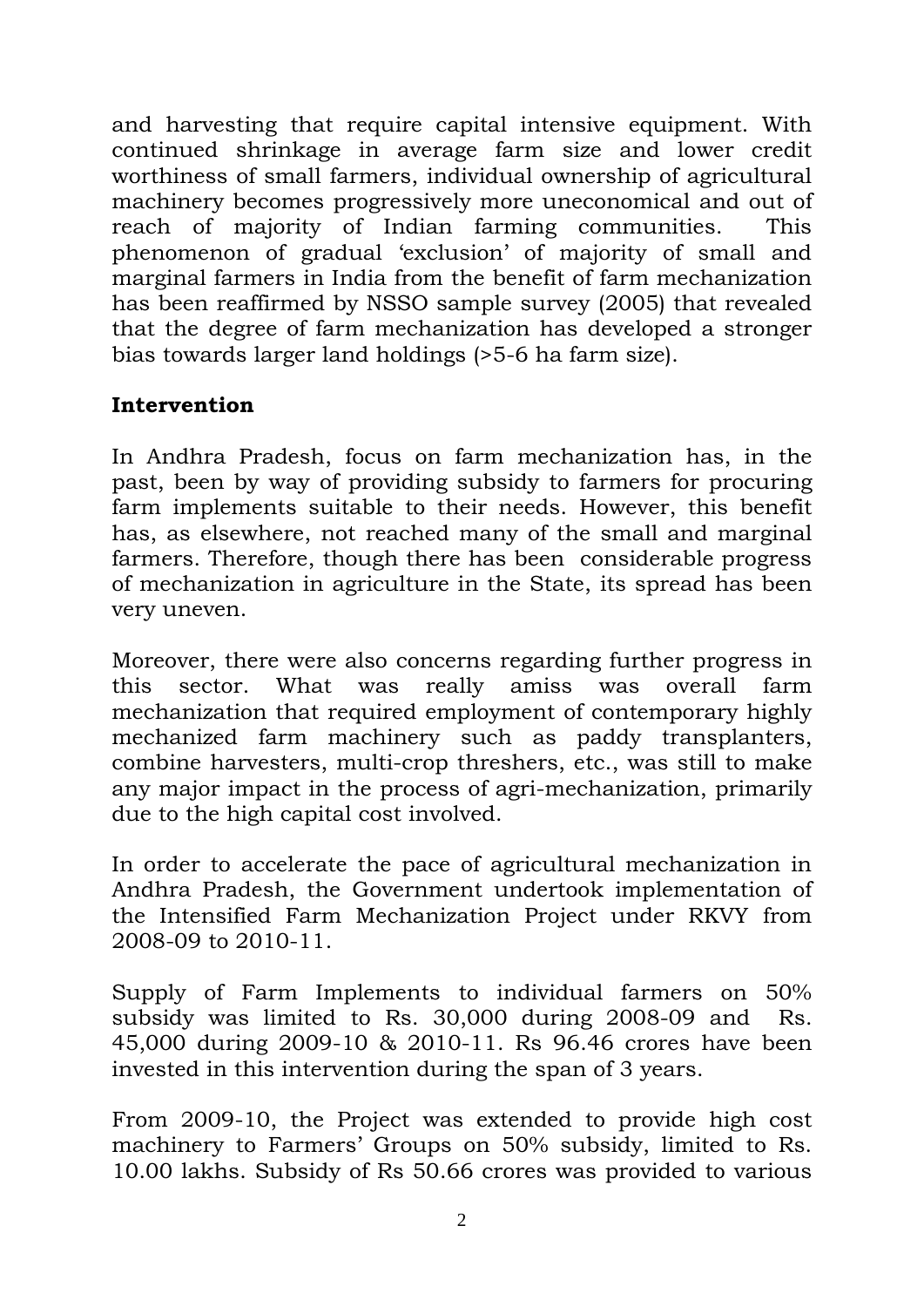and harvesting that require capital intensive equipment. With continued shrinkage in average farm size and lower credit worthiness of small farmers, individual ownership of agricultural machinery becomes progressively more uneconomical and out of reach of majority of Indian farming communities. This phenomenon of gradual 'exclusion' of majority of small and marginal farmers in India from the benefit of farm mechanization has been reaffirmed by NSSO sample survey (2005) that revealed that the degree of farm mechanization has developed a stronger bias towards larger land holdings (>5-6 ha farm size).

**Intervention**

In Andhra Pradesh, focus on farm mechanization has, in the past, been by way of providing subsidy to farmers for procuring farm implements suitable to their needs. However, this benefit has, as elsewhere, not reached many of the small and marginal farmers. Therefore, though there has been considerable progress of mechanization in agriculture in the State, its spread has been very uneven.

Moreover, there were also concerns regarding further progress in this sector. What was really amiss was overall farm mechanization that required employment of contemporary highly mechanized farm machinery such as paddy transplanters, combine harvesters, multi-crop threshers, etc., was still to make any major impact in the process of agri-mechanization, primarily due to the high capital cost involved.

In order to accelerate the pace of agricultural mechanization in Andhra Pradesh, the Government undertook implementation of the Intensified Farm Mechanization Project under RKVY from 2008-09 to 2010-11.

Supply of Farm Implements to individual farmers on 50% subsidy was limited to Rs. 30,000 during 2008-09 and Rs. 45,000 during 2009-10 & 2010-11. Rs 96.46 crores have been invested in this intervention during the span of 3 years.

From 2009-10, the Project was extended to provide high cost machinery to Farmers' Groups on 50% subsidy, limited to Rs. 10.00 lakhs. Subsidy of Rs 50.66 crores was provided to various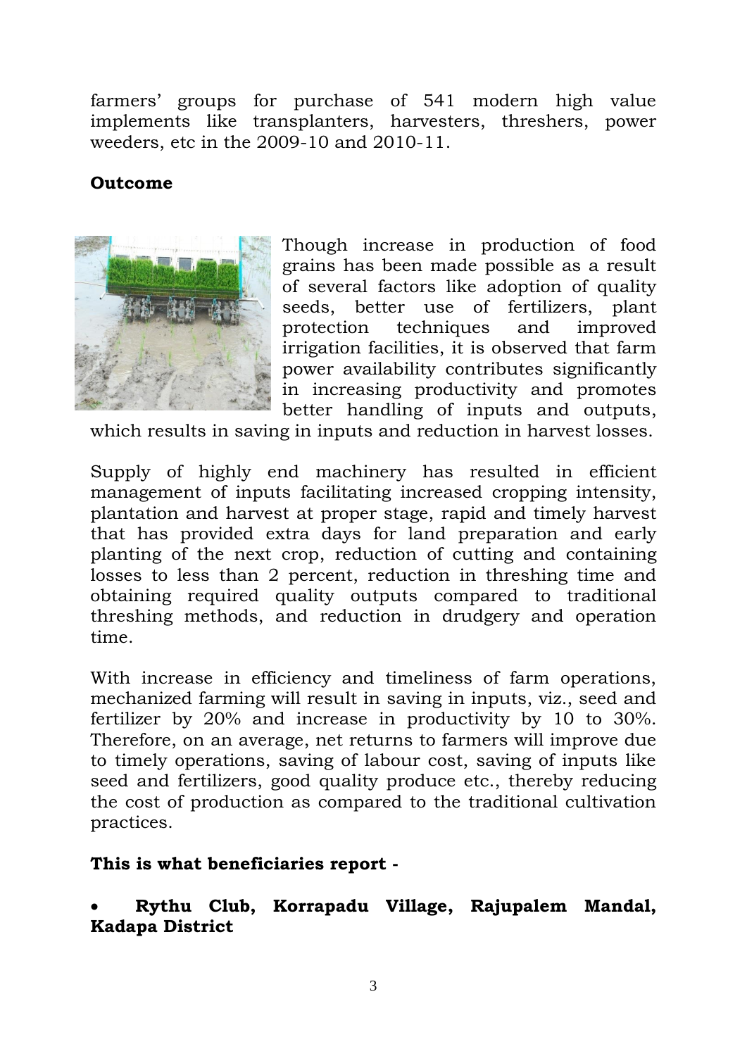farmers' groups for purchase of 541 modern high value implements like transplanters, harvesters, threshers, power weeders, etc in the 2009-10 and 2010-11.

**Outcome**

Though increase in production of food grains has been made possible as a result of several factors like adoption of quality seeds, better use of fertilizers, plant protection techniques and improved irrigation facilities, it is observed that farm power availability contributes significantly in increasing productivity and promotes better handling of inputs and outputs, which results in saving in inputs and reduction in harvest losses.

Supply of highly end machinery has resulted in efficient management of inputs facilitating increased cropping intensity, plantation and harvest at proper stage, rapid and timely harvest that has provided extra days for land preparation and early planting of the next crop, reduction of cutting and containing losses to less than 2 percent, reduction in threshing time and obtaining required quality outputs compared to traditional threshing methods, and reduction in drudgery and operation time.

With increase in efficiency and timeliness of farm operations, mechanized farming will result in saving in inputs, viz., seed and fertilizer by 20% and increase in productivity by 10 to 30%. Therefore, on an average, net returns to farmers will improve due to timely operations, saving of labour cost, saving of inputs like seed and fertilizers, good quality produce etc., thereby reducing the cost of production as compared to the traditional cultivation practices.

**This is what beneficiaries report -**

- **Rythu Club, Korrapadu Village, Rajupalem Mandal, Kadapa District**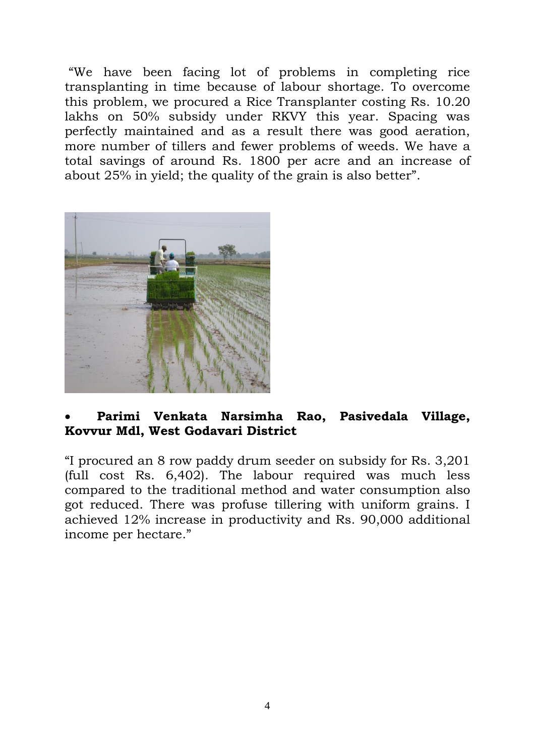"We have been facing lot of problems in completing rice transplanting in time because of labour shortage. To overcome this problem, we procured a Rice Transplanter costing Rs. 10.20 lakhs on 50% subsidy under RKVY this year. Spacing was perfectly maintained and as a result there was good aeration, more number of tillers and fewer problems of weeds. We have a total savings of around Rs. 1800 per acre and an increase of about 25% in yield; the quality of the grain is also better".

- **Parimi Venkata Narsimha Rao, Pasivedala Village, Kovvur Mdl, West Godavari District**

"I procured an 8 row paddy drum seeder on subsidy for Rs. 3,201 (full cost Rs. 6,402). The labour required was much less compared to the traditional method and water consumption also got reduced. There was profuse tillering with uniform grains. I achieved 12% increase in productivity and Rs. 90,000 additional income per hectare."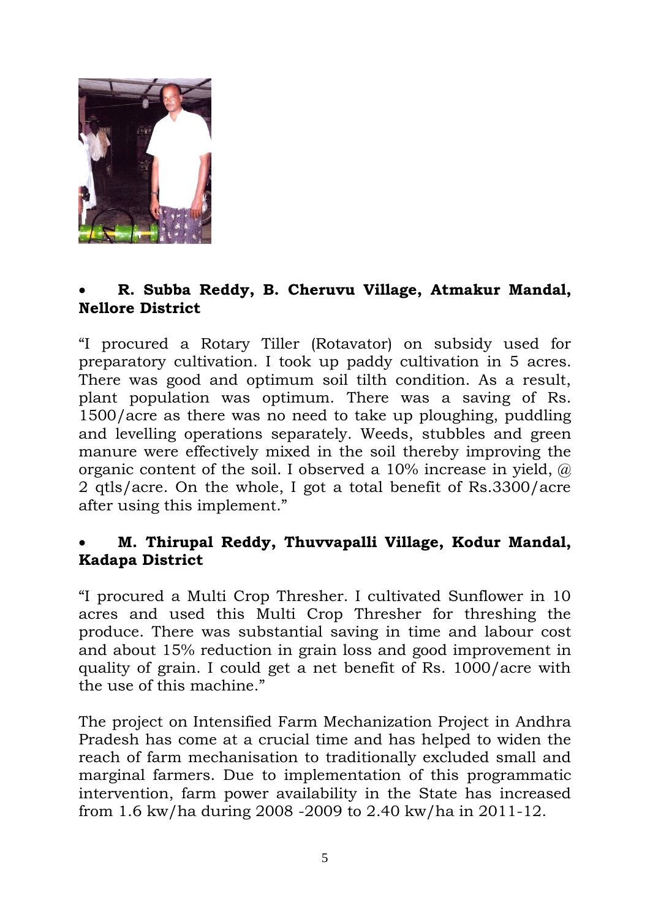- **R. Subba Reddy, B. Cheruvu Village, Atmakur Mandal, Nellore District**

"I procured a Rotary Tiller (Rotavator) on subsidy used for preparatory cultivation. I took up paddy cultivation in 5 acres. There was good and optimum soil tilth condition. As a result, plant population was optimum. There was a saving of Rs. 1500/acre as there was no need to take up ploughing, puddling and levelling operations separately. Weeds, stubbles and green manure were effectively mixed in the soil thereby improving the organic content of the soil. I observed a 10% increase in yield, @ 2 qtls/acre. On the whole, I got a total benefit of Rs.3300/acre after using this implement."

- **M. Thirupal Reddy, Thuvvapalli Village, Kodur Mandal, Kadapa District**

"I procured a Multi Crop Thresher. I cultivated Sunflower in 10 acres and used this Multi Crop Thresher for threshing the produce. There was substantial saving in time and labour cost and about 15% reduction in grain loss and good improvement in quality of grain. I could get a net benefit of Rs. 1000/acre with the use of this machine."

The project on Intensified Farm Mechanization Project in Andhra Pradesh has come at a crucial time and has helped to widen the reach of farm mechanisation to traditionally excluded small and marginal farmers. Due to implementation of this programmatic intervention, farm power availability in the State has increased from 1.6 kw/ha during 2008 -2009 to 2.40 kw/ha in 2011-12.